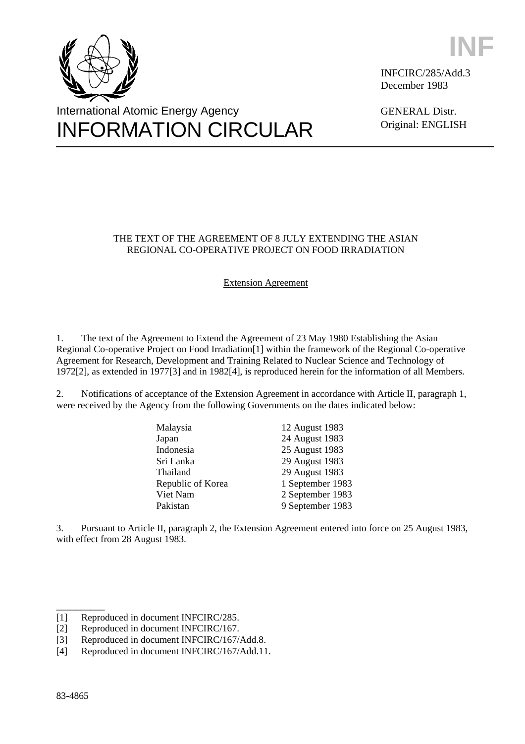INF

INFCIRC/285/Add.3
December 1983

GENERAL Distr.
Original: ENGLISH

International Atomic Energy Agency
# INFORMATION CIRCULAR

## THE TEXT OF THE AGREEMENT OF 8 JULY EXTENDING THE ASIAN REGIONAL CO-OPERATIVE PROJECT ON FOOD IRRADIATION

### Extension Agreement

1. The text of the Agreement to Extend the Agreement of 23 May 1980 Establishing the Asian Regional Co-operative Project on Food Irradiation[1] within the framework of the Regional Co-operative Agreement for Research, Development and Training Related to Nuclear Science and Technology of 1972[2], as extended in 1977[3] and in 1982[4], is reproduced herein for the information of all Members.

2. Notifications of acceptance of the Extension Agreement in accordance with Article II, paragraph 1, were received by the Agency from the following Governments on the dates indicated below:

| | |
|---|---|
| Malaysia | 12 August 1983 |
| Japan | 24 August 1983 |
| Indonesia | 25 August 1983 |
| Sri Lanka | 29 August 1983 |
| Thailand | 29 August 1983 |
| Republic of Korea | 1 September 1983 |
| Viet Nam | 2 September 1983 |
| Pakistan | 9 September 1983 |

3. Pursuant to Article II, paragraph 2, the Extension Agreement entered into force on 25 August 1983, with effect from 28 August 1983.

---

[1] Reproduced in document INFCIRC/285.
[2] Reproduced in document INFCIRC/167.
[3] Reproduced in document INFCIRC/167/Add.8.
[4] Reproduced in document INFCIRC/167/Add.11.

83-4865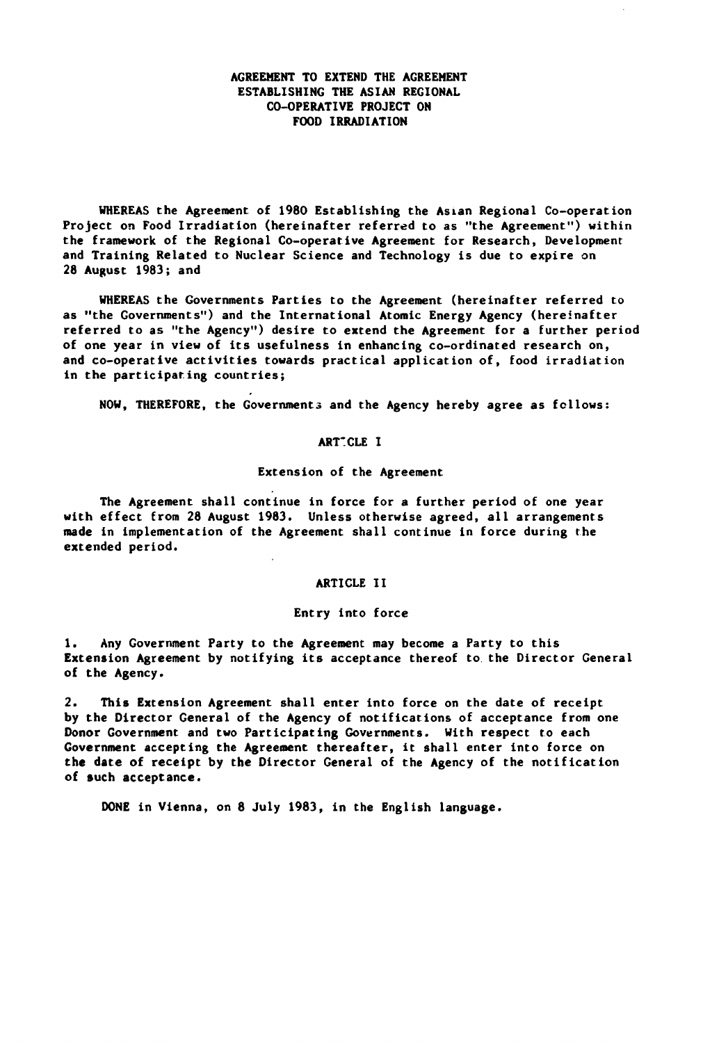# AGREEMENT TO EXTEND THE AGREEMENT ESTABLISHING THE ASIAN REGIONAL CO-OPERATIVE PROJECT ON FOOD IRRADIATION

WHEREAS the Agreement of 1980 Establishing the Asian Regional Co-operation Project on Food Irradiation (hereinafter referred to as "the Agreement") within the framework of the Regional Co-operative Agreement for Research, Development and Training Related to Nuclear Science and Technology is due to expire on 28 August 1983; and

WHEREAS the Governments Parties to the Agreement (hereinafter referred to as "the Governments") and the International Atomic Energy Agency (hereinafter referred to as "the Agency") desire to extend the Agreement for a further period of one year in view of its usefulness in enhancing co-ordinated research on, and co-operative activities towards practical application of, food irradiation in the participating countries;

NOW, THEREFORE, the Governments and the Agency hereby agree as follows:

## ARTICLE I

### Extension of the Agreement

The Agreement shall continue in force for a further period of one year with effect from 28 August 1983. Unless otherwise agreed, all arrangements made in implementation of the Agreement shall continue in force during the extended period.

## ARTICLE II

### Entry into force

1. Any Government Party to the Agreement may become a Party to this Extension Agreement by notifying its acceptance thereof to the Director General of the Agency.

2. This Extension Agreement shall enter into force on the date of receipt by the Director General of the Agency of notifications of acceptance from one Donor Government and two Participating Governments. With respect to each Government accepting the Agreement thereafter, it shall enter into force on the date of receipt by the Director General of the Agency of the notification of such acceptance.

DONE in Vienna, on 8 July 1983, in the English language.